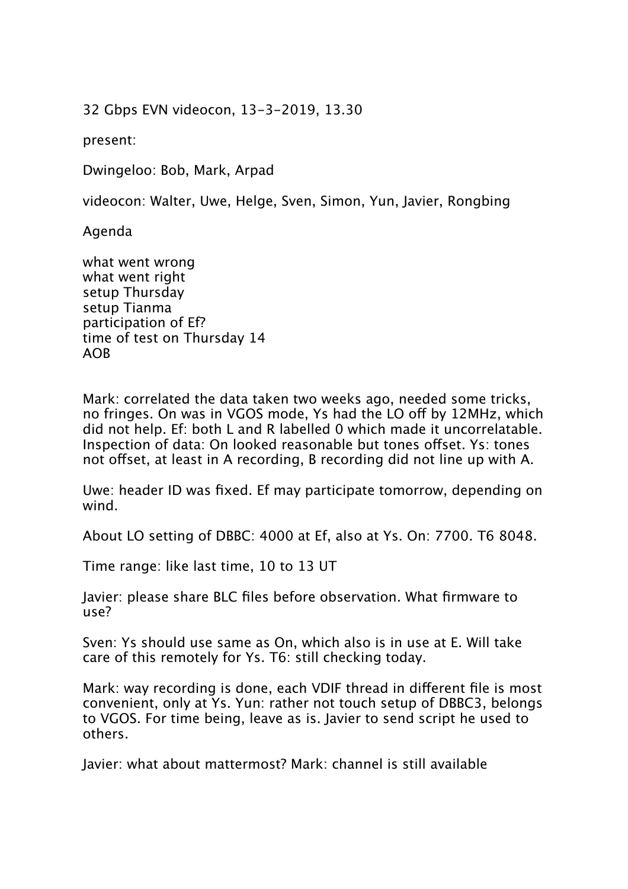32 Gbps EVN videocon, 13-3-2019, 13.30

present:

Dwingeloo: Bob, Mark, Arpad

videocon: Walter, Uwe, Helge, Sven, Simon, Yun, Javier, Rongbing

Agenda

what went wrong
what went right
setup Thursday
setup Tianma
participation of Ef?
time of test on Thursday 14
AOB

Mark: correlated the data taken two weeks ago, needed some tricks, no fringes. On was in VGOS mode, Ys had the LO off by 12MHz, which did not help. Ef: both L and R labelled 0 which made it uncorrelatable. Inspection of data: On looked reasonable but tones offset. Ys: tones not offset, at least in A recording, B recording did not line up with A.

Uwe: header ID was fixed. Ef may participate tomorrow, depending on wind.

About LO setting of DBBC: 4000 at Ef, also at Ys. On: 7700. T6 8048.

Time range: like last time, 10 to 13 UT

Javier: please share BLC files before observation. What firmware to use?

Sven: Ys should use same as On, which also is in use at E. Will take care of this remotely for Ys. T6: still checking today.

Mark: way recording is done, each VDIF thread in different file is most convenient, only at Ys. Yun: rather not touch setup of DBBC3, belongs to VGOS. For time being, leave as is. Javier to send script he used to others.

Javier: what about mattermost? Mark: channel is still available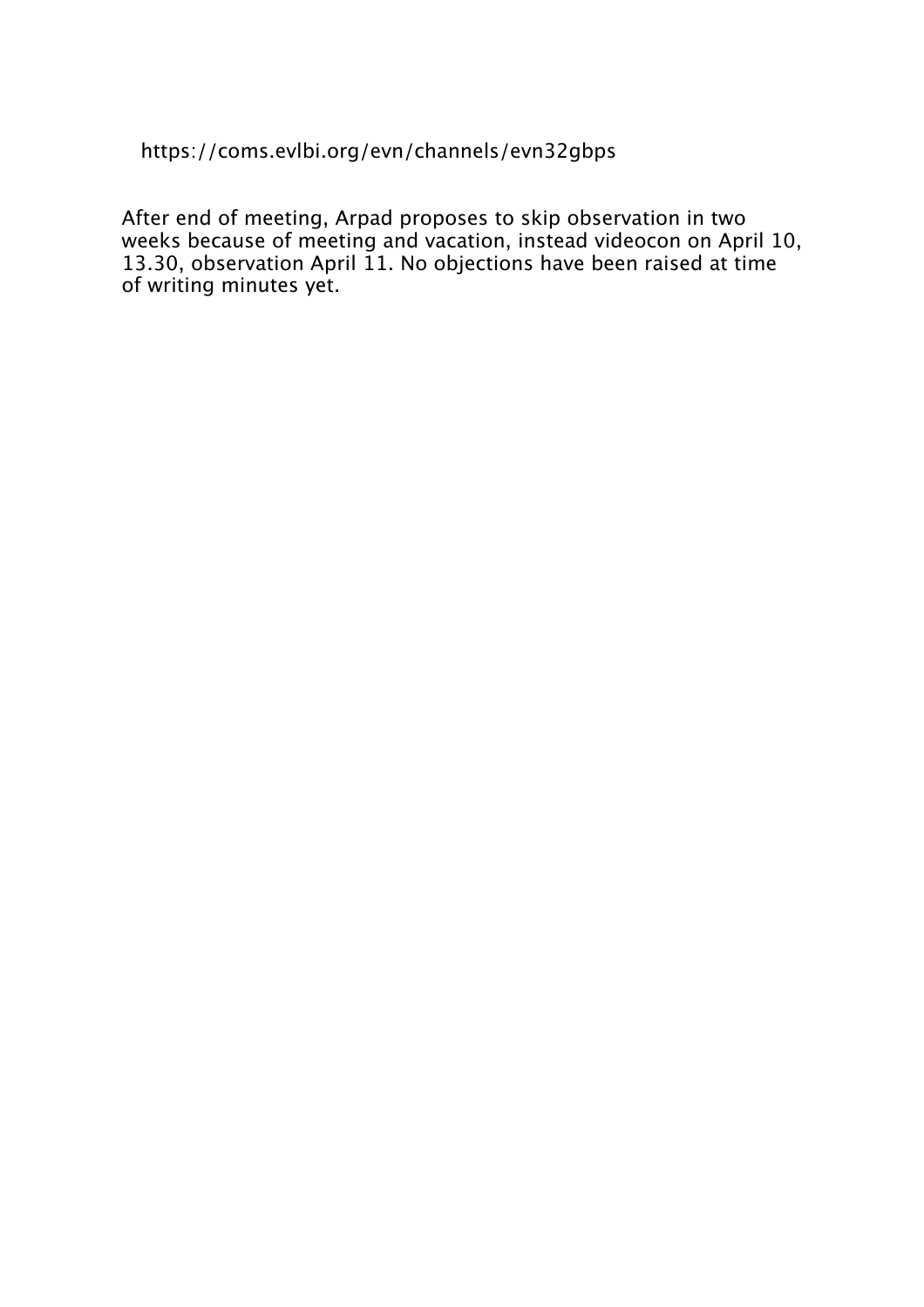https://coms.evlbi.org/evn/channels/evn32gbps

After end of meeting, Arpad proposes to skip observation in two weeks because of meeting and vacation, instead videocon on April 10, 13.30, observation April 11. No objections have been raised at time of writing minutes yet.